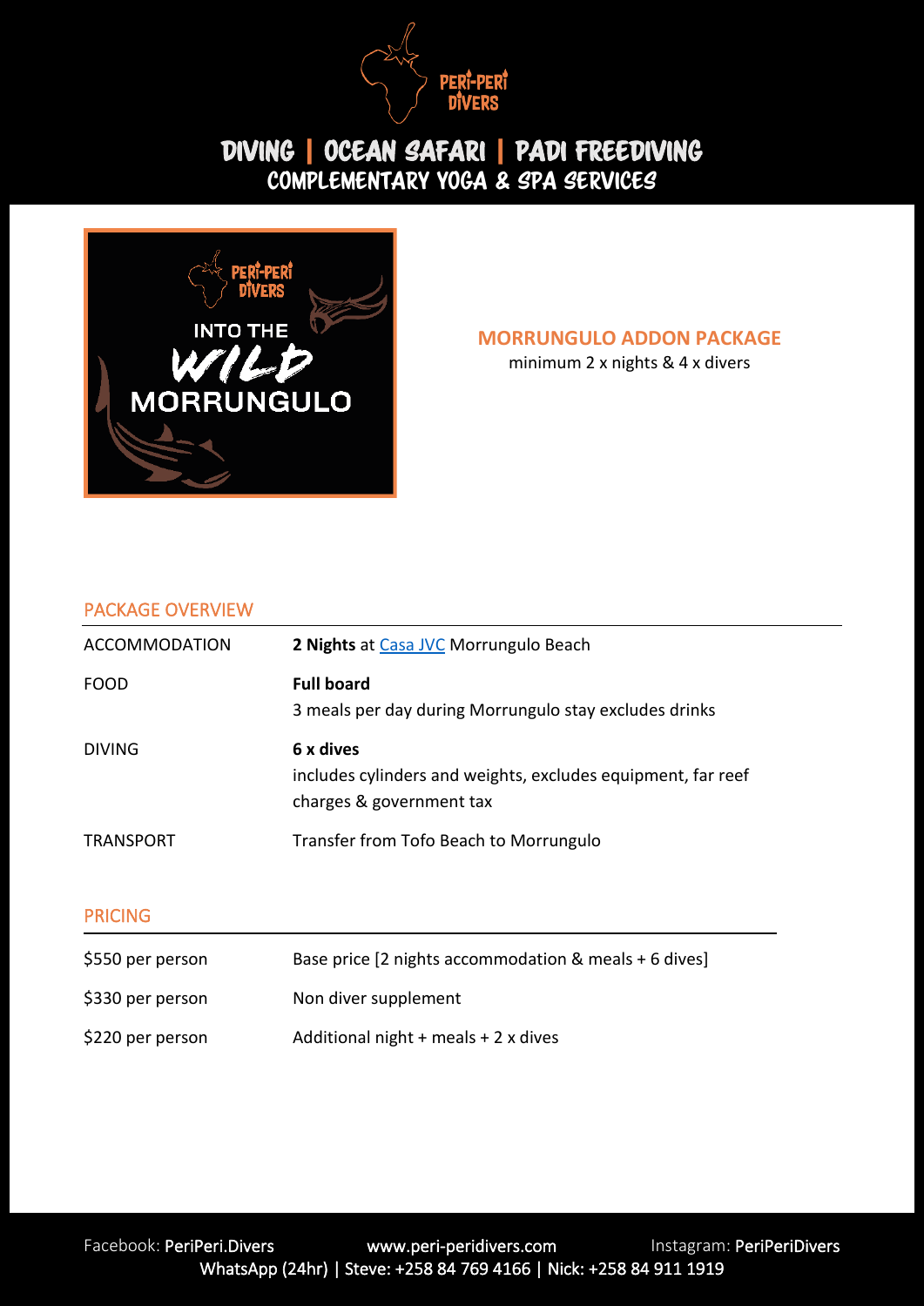# DIVING | OCEAN SAFARI | PADI FREEDIVING

## COMPLEMENTARY YOGA & SPA SERVICES

## MORRUNGULO ADDON PACKAGE

minimum 2 x nights & 4 x divers

### PACKAGE OVERVIEW

| | |
|---|---|
| ACCOMMODATION | **2 Nights** at Casa JVC Morrungulo Beach |
| FOOD | **Full board**<br>3 meals per day during Morrungulo stay excludes drinks |
| DIVING | **6 x dives**<br>includes cylinders and weights, excludes equipment, far reef charges & government tax |
| TRANSPORT | Transfer from Tofo Beach to Morrungulo |

### PRICING

| | |
|---|---|
| $550 per person | Base price [2 nights accommodation & meals + 6 dives] |
| $330 per person | Non diver supplement |
| $220 per person | Additional night + meals + 2 x dives |

Facebook: PeriPeri.Divers www.peri-peridivers.com Instagram: PeriPeriDivers
WhatsApp (24hr) | Steve: +258 84 769 4166 | Nick: +258 84 911 1919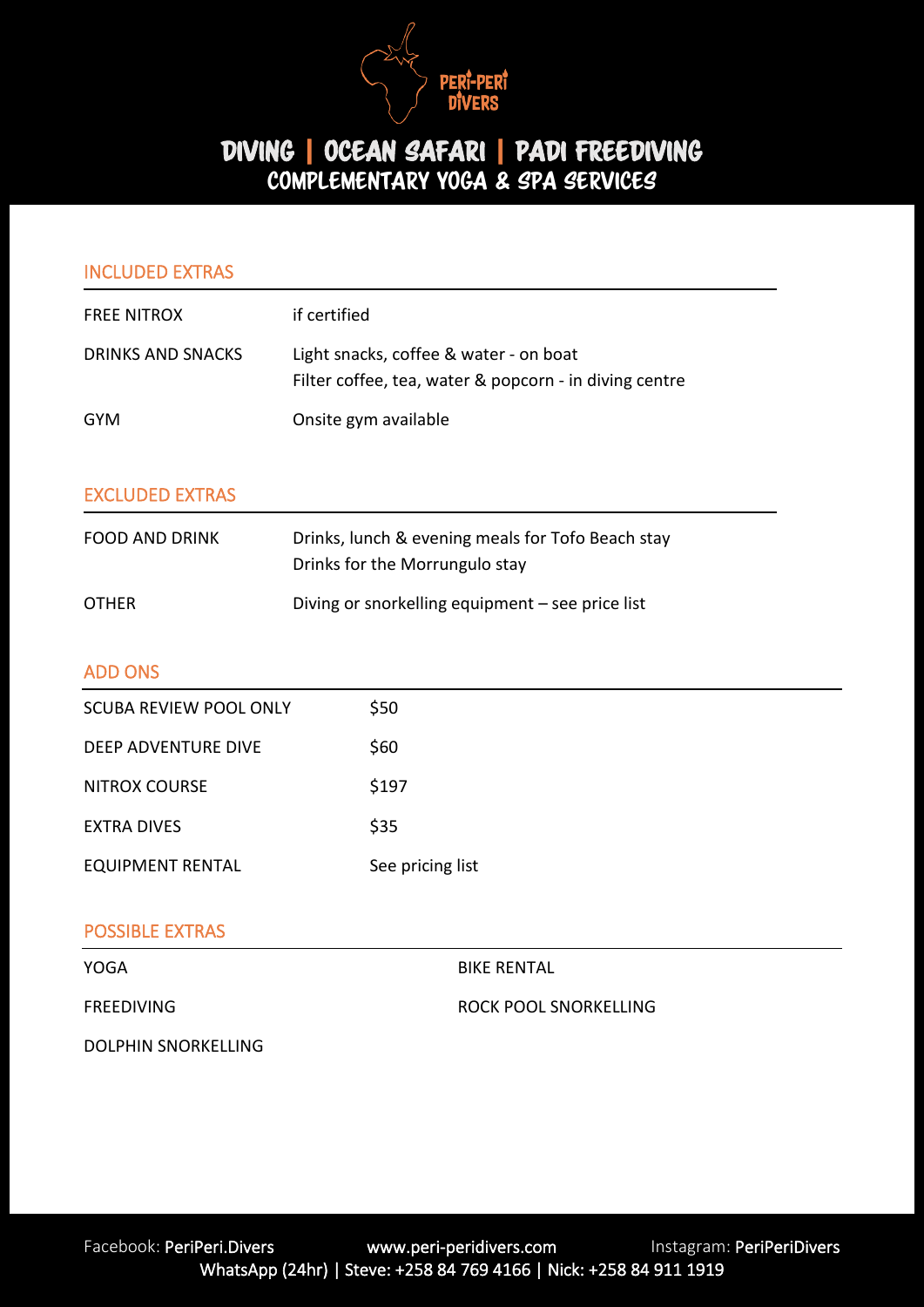PERI-PERI DIVERS

# DIVING | OCEAN SAFARI | PADI FREEDIVING
## COMPLEMENTARY YOGA & SPA SERVICES

### INCLUDED EXTRAS

| | |
|---|---|
| FREE NITROX | if certified |
| DRINKS AND SNACKS | Light snacks, coffee & water - on boat<br>Filter coffee, tea, water & popcorn - in diving centre |
| GYM | Onsite gym available |

### EXCLUDED EXTRAS

| | |
|---|---|
| FOOD AND DRINK | Drinks, lunch & evening meals for Tofo Beach stay<br>Drinks for the Morrungulo stay |
| OTHER | Diving or snorkelling equipment – see price list |

### ADD ONS

| | |
|---|---|
| SCUBA REVIEW POOL ONLY | $50 |
| DEEP ADVENTURE DIVE | $60 |
| NITROX COURSE | $197 |
| EXTRA DIVES | $35 |
| EQUIPMENT RENTAL | See pricing list |

### POSSIBLE EXTRAS

- YOGA
- FREEDIVING
- DOLPHIN SNORKELLING
- BIKE RENTAL
- ROCK POOL SNORKELLING

Facebook: PeriPeri.Divers | www.peri-peridivers.com | Instagram: PeriPeriDivers
WhatsApp (24hr) | Steve: +258 84 769 4166 | Nick: +258 84 911 1919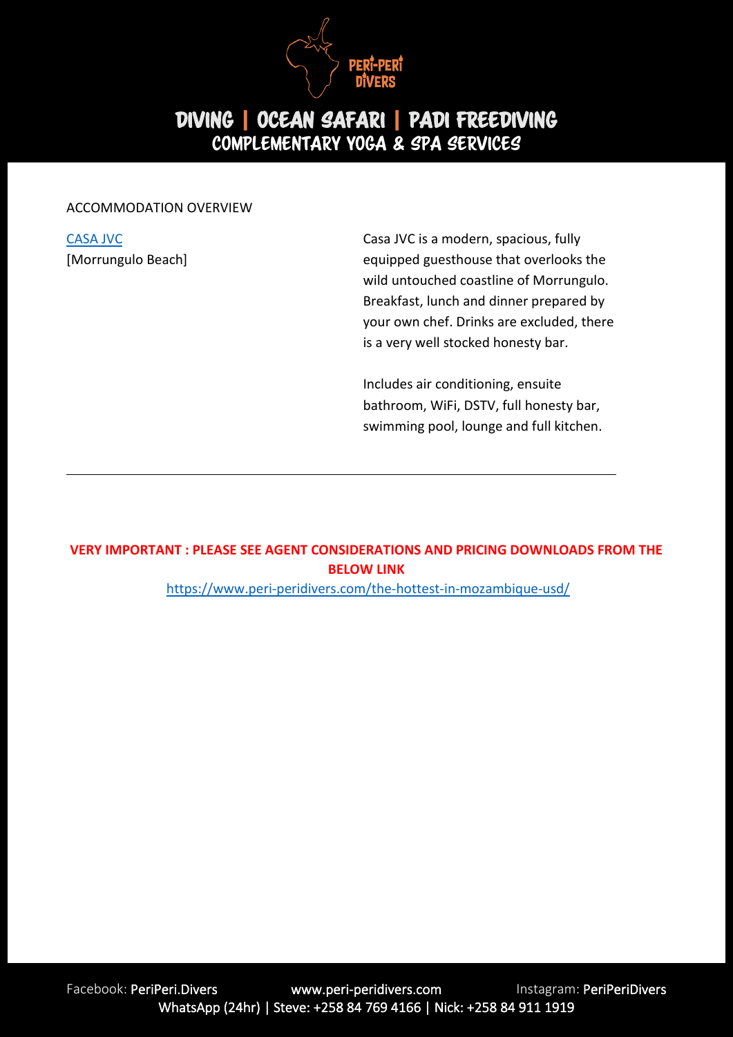ACCOMMODATION OVERVIEW

| | |
|---|---|
| [CASA JVC](#) <br> [Morrungulo Beach] | Casa JVC is a modern, spacious, fully equipped guesthouse that overlooks the wild untouched coastline of Morrungulo. Breakfast, lunch and dinner prepared by your own chef. Drinks are excluded, there is a very well stocked honesty bar. <br><br> Includes air conditioning, ensuite bathroom, WiFi, DSTV, full honesty bar, swimming pool, lounge and full kitchen. |

---

**VERY IMPORTANT : PLEASE SEE AGENT CONSIDERATIONS AND PRICING DOWNLOADS FROM THE BELOW LINK**

https://www.peri-peridivers.com/the-hottest-in-mozambique-usd/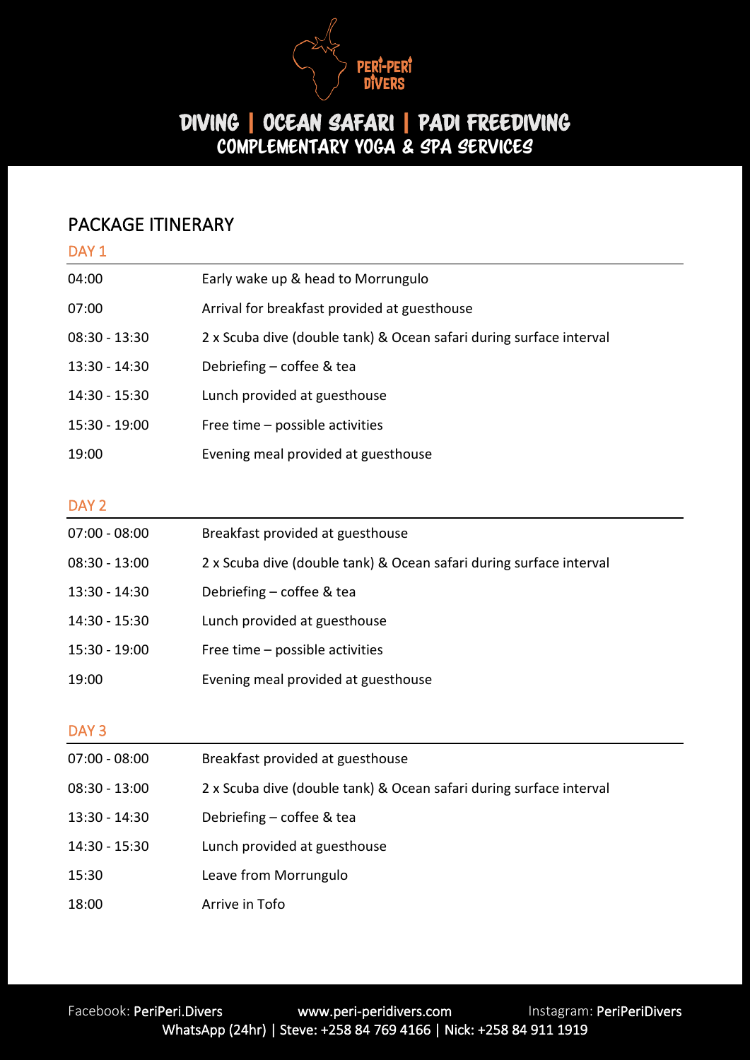PERI-PERI DIVERS

# DIVING | OCEAN SAFARI | PADI FREEDIVING
## COMPLEMENTARY YOGA & SPA SERVICES

## PACKAGE ITINERARY

### DAY 1

| | |
|---|---|
| 04:00 | Early wake up & head to Morrungulo |
| 07:00 | Arrival for breakfast provided at guesthouse |
| 08:30 - 13:30 | 2 x Scuba dive (double tank) & Ocean safari during surface interval |
| 13:30 - 14:30 | Debriefing – coffee & tea |
| 14:30 - 15:30 | Lunch provided at guesthouse |
| 15:30 - 19:00 | Free time – possible activities |
| 19:00 | Evening meal provided at guesthouse |

### DAY 2

| | |
|---|---|
| 07:00 - 08:00 | Breakfast provided at guesthouse |
| 08:30 - 13:00 | 2 x Scuba dive (double tank) & Ocean safari during surface interval |
| 13:30 - 14:30 | Debriefing – coffee & tea |
| 14:30 - 15:30 | Lunch provided at guesthouse |
| 15:30 - 19:00 | Free time – possible activities |
| 19:00 | Evening meal provided at guesthouse |

### DAY 3

| | |
|---|---|
| 07:00 - 08:00 | Breakfast provided at guesthouse |
| 08:30 - 13:00 | 2 x Scuba dive (double tank) & Ocean safari during surface interval |
| 13:30 - 14:30 | Debriefing – coffee & tea |
| 14:30 - 15:30 | Lunch provided at guesthouse |
| 15:30 | Leave from Morrungulo |
| 18:00 | Arrive in Tofo |

Facebook: PeriPeri.Divers www.peri-peridivers.com Instagram: PeriPeriDivers
WhatsApp (24hr) | Steve: +258 84 769 4166 | Nick: +258 84 911 1919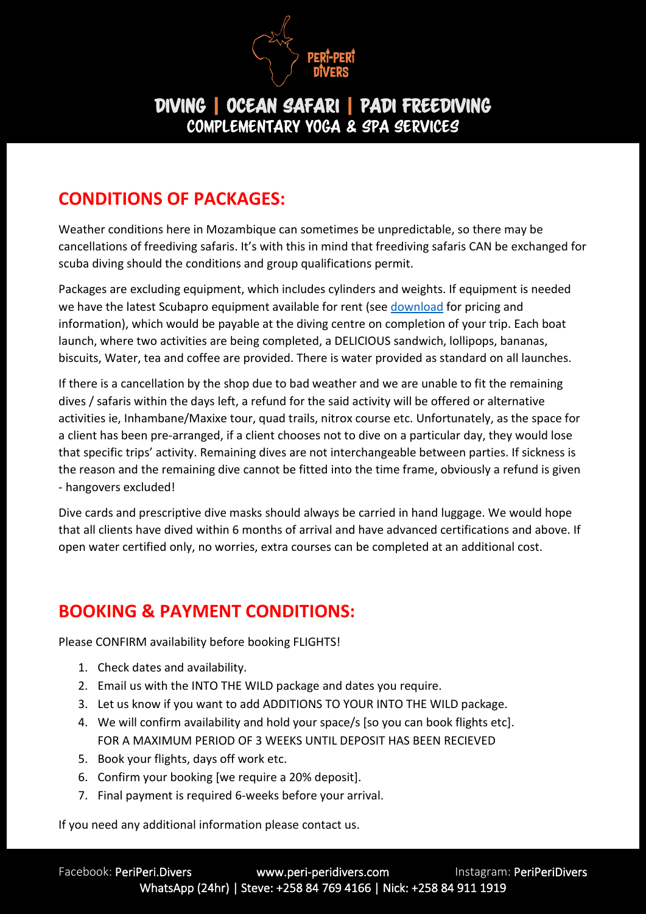# DIVING | OCEAN SAFARI | PADI FREEDIVING
## COMPLEMENTARY YOGA & SPA SERVICES

## CONDITIONS OF PACKAGES:

Weather conditions here in Mozambique can sometimes be unpredictable, so there may be cancellations of freediving safaris. It's with this in mind that freediving safaris CAN be exchanged for scuba diving should the conditions and group qualifications permit.

Packages are excluding equipment, which includes cylinders and weights. If equipment is needed we have the latest Scubapro equipment available for rent (see download for pricing and information), which would be payable at the diving centre on completion of your trip. Each boat launch, where two activities are being completed, a DELICIOUS sandwich, lollipops, bananas, biscuits, Water, tea and coffee are provided. There is water provided as standard on all launches.

If there is a cancellation by the shop due to bad weather and we are unable to fit the remaining dives / safaris within the days left, a refund for the said activity will be offered or alternative activities ie, Inhambane/Maxixe tour, quad trails, nitrox course etc. Unfortunately, as the space for a client has been pre-arranged, if a client chooses not to dive on a particular day, they would lose that specific trips' activity. Remaining dives are not interchangeable between parties. If sickness is the reason and the remaining dive cannot be fitted into the time frame, obviously a refund is given - hangovers excluded!

Dive cards and prescriptive dive masks should always be carried in hand luggage. We would hope that all clients have dived within 6 months of arrival and have advanced certifications and above. If open water certified only, no worries, extra courses can be completed at an additional cost.

## BOOKING & PAYMENT CONDITIONS:

Please CONFIRM availability before booking FLIGHTS!

1. Check dates and availability.
2. Email us with the INTO THE WILD package and dates you require.
3. Let us know if you want to add ADDITIONS TO YOUR INTO THE WILD package.
4. We will confirm availability and hold your space/s [so you can book flights etc]. FOR A MAXIMUM PERIOD OF 3 WEEKS UNTIL DEPOSIT HAS BEEN RECIEVED
5. Book your flights, days off work etc.
6. Confirm your booking [we require a 20% deposit].
7. Final payment is required 6-weeks before your arrival.

If you need any additional information please contact us.

Facebook: PeriPeri.Divers www.peri-peridivers.com Instagram: PeriPeriDivers
WhatsApp (24hr) | Steve: +258 84 769 4166 | Nick: +258 84 911 1919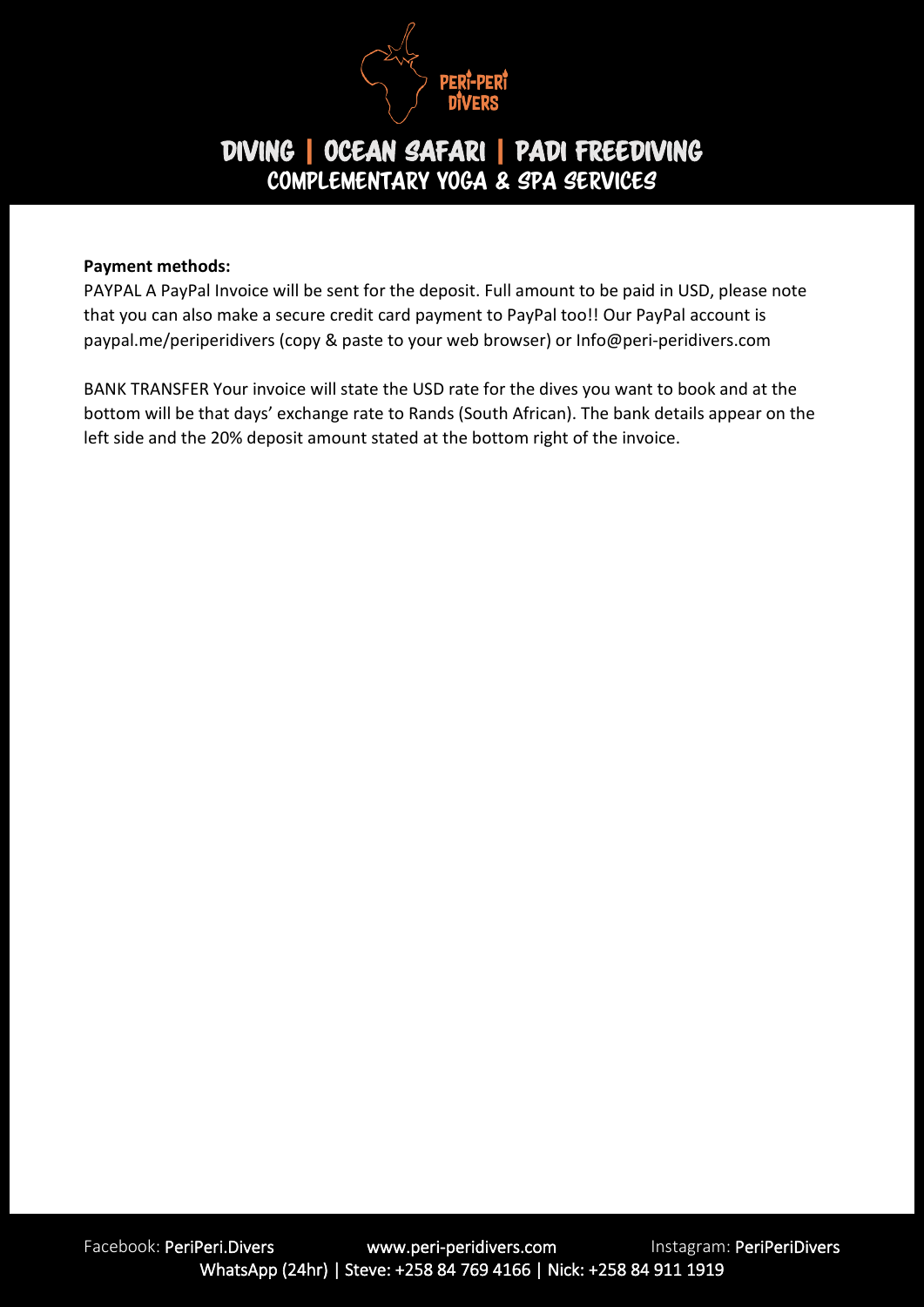**Payment methods:**

PAYPAL A PayPal Invoice will be sent for the deposit. Full amount to be paid in USD, please note that you can also make a secure credit card payment to PayPal too!! Our PayPal account is paypal.me/periperidivers (copy & paste to your web browser) or Info@peri-peridivers.com

BANK TRANSFER Your invoice will state the USD rate for the dives you want to book and at the bottom will be that days' exchange rate to Rands (South African). The bank details appear on the left side and the 20% deposit amount stated at the bottom right of the invoice.